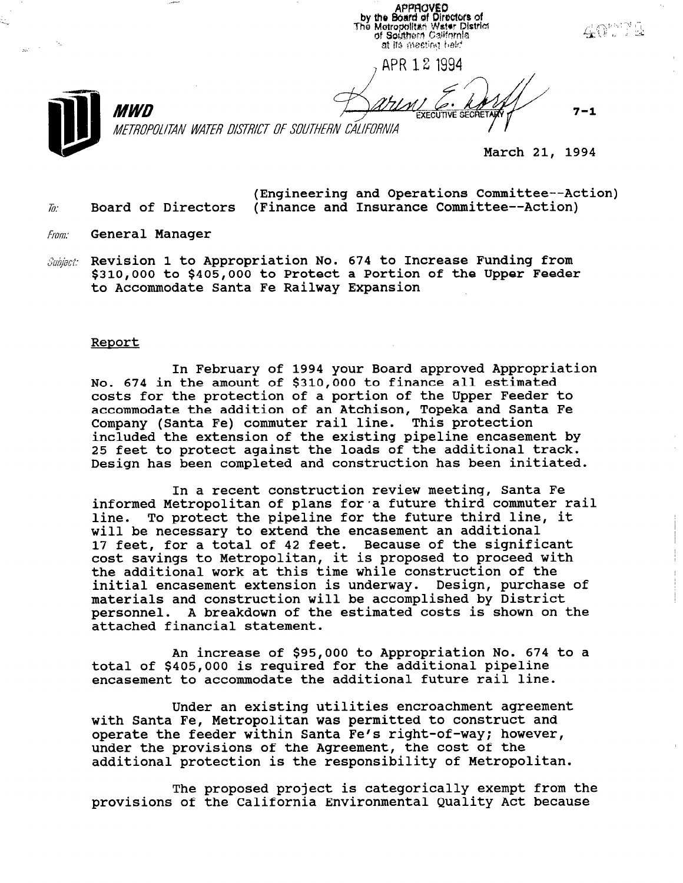APPROVED
by the Board of Directors of
The Metropolitan Water District
of Southern California
at its meeting held

APR 12 1994

EXECUTIVE SECRETARY

**MWD**

*METROPOLITAN WATER DISTRICT OF SOUTHERN CALIFORNIA*

7-1

March 21, 1994

To: Board of Directors (Engineering and Operations Committee--Action) (Finance and Insurance Committee--Action)

From: General Manager

Subject: Revision 1 to Appropriation No. 674 to Increase Funding from $310,000 to $405,000 to Protect a Portion of the Upper Feeder to Accommodate Santa Fe Railway Expansion

## Report

In February of 1994 your Board approved Appropriation No. 674 in the amount of $310,000 to finance all estimated costs for the protection of a portion of the Upper Feeder to accommodate the addition of an Atchison, Topeka and Santa Fe Company (Santa Fe) commuter rail line. This protection included the extension of the existing pipeline encasement by 25 feet to protect against the loads of the additional track. Design has been completed and construction has been initiated.

In a recent construction review meeting, Santa Fe informed Metropolitan of plans for a future third commuter rail line. To protect the pipeline for the future third line, it will be necessary to extend the encasement an additional 17 feet, for a total of 42 feet. Because of the significant cost savings to Metropolitan, it is proposed to proceed with the additional work at this time while construction of the initial encasement extension is underway. Design, purchase of materials and construction will be accomplished by District personnel. A breakdown of the estimated costs is shown on the attached financial statement.

An increase of $95,000 to Appropriation No. 674 to a total of $405,000 is required for the additional pipeline encasement to accommodate the additional future rail line.

Under an existing utilities encroachment agreement with Santa Fe, Metropolitan was permitted to construct and operate the feeder within Santa Fe's right-of-way; however, under the provisions of the Agreement, the cost of the additional protection is the responsibility of Metropolitan.

The proposed project is categorically exempt from the provisions of the California Environmental Quality Act because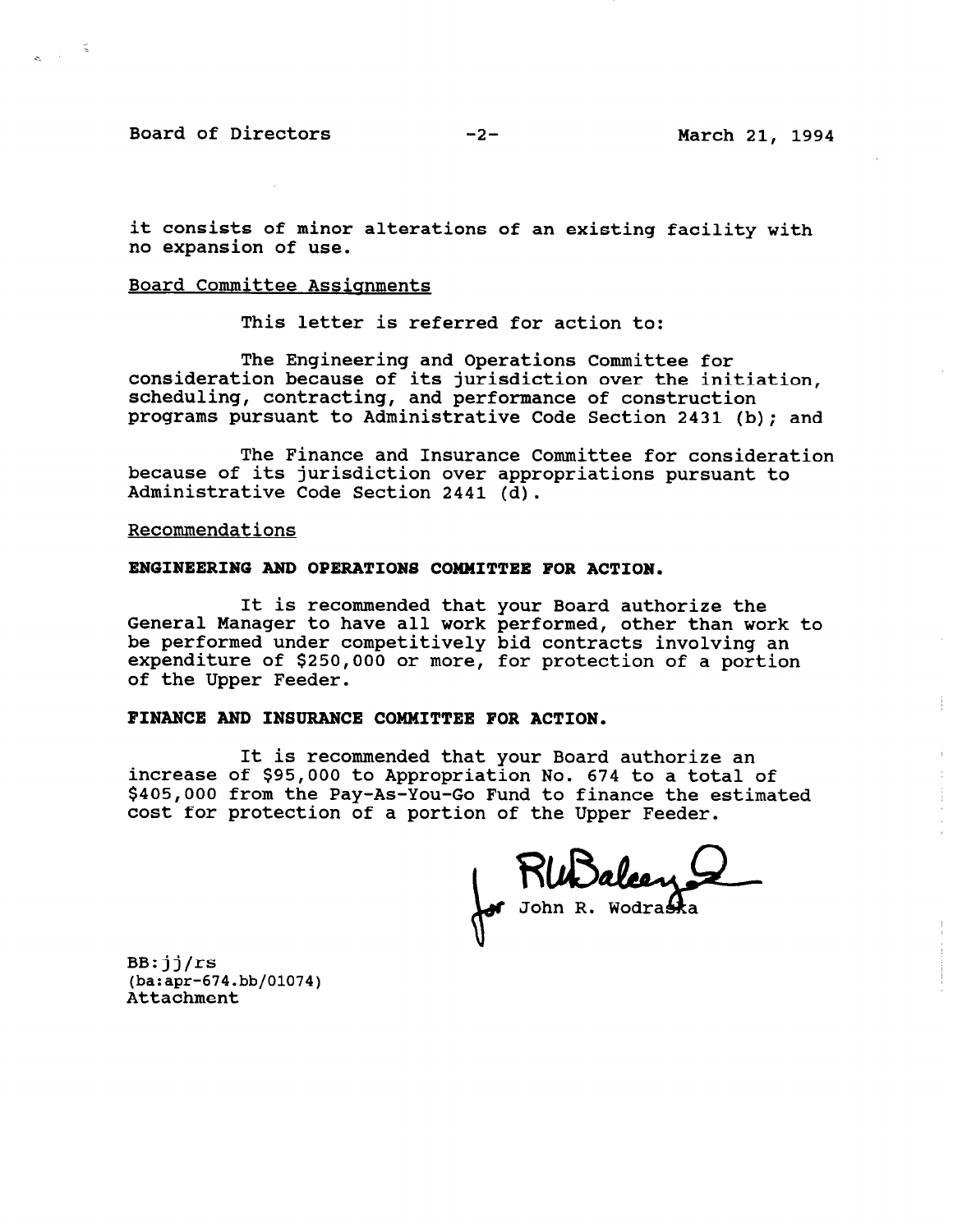it consists of minor alterations of an existing facility with no expansion of use.

Board Committee Assignments

This letter is referred for action to:

The Engineering and Operations Committee for consideration because of its jurisdiction over the initiation, scheduling, contracting, and performance of construction programs pursuant to Administrative Code Section 2431 (b); and

The Finance and Insurance Committee for consideration because of its jurisdiction over appropriations pursuant to Administrative Code Section 2441 (d).

Recommendations

**ENGINEERING AND OPERATIONS COMMITTEE FOR ACTION.**

It is recommended that your Board authorize the General Manager to have all work performed, other than work to be performed under competitively bid contracts involving an expenditure of $250,000 or more, for protection of a portion of the Upper Feeder.

**FINANCE AND INSURANCE COMMITTEE FOR ACTION.**

It is recommended that your Board authorize an increase of $95,000 to Appropriation No. 674 to a total of $405,000 from the Pay-As-You-Go Fund to finance the estimated cost for protection of a portion of the Upper Feeder.

RWBalcerzak
for John R. Wodraska

BB:jj/rs
(ba:apr-674.bb/01074)
Attachment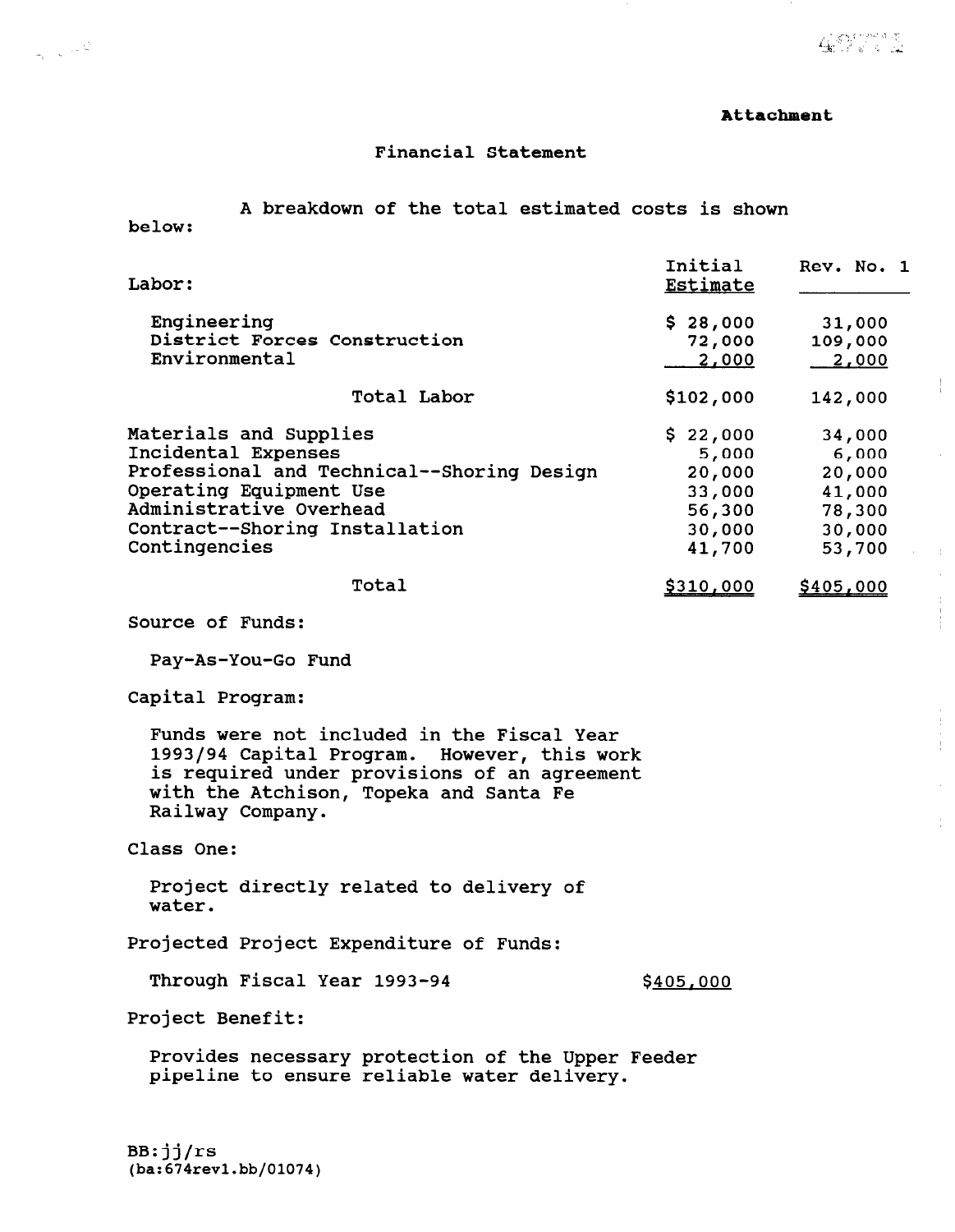**Attachment**

## Financial Statement

A breakdown of the total estimated costs is shown below:

| Labor: | Initial Estimate | Rev. No. 1 |
|---|---|---|
| Engineering | $ 28,000 | 31,000 |
| District Forces Construction | 72,000 | 109,000 |
| Environmental | 2,000 | 2,000 |
| Total Labor | $102,000 | 142,000 |
| Materials and Supplies | $ 22,000 | 34,000 |
| Incidental Expenses | 5,000 | 6,000 |
| Professional and Technical--Shoring Design | 20,000 | 20,000 |
| Operating Equipment Use | 33,000 | 41,000 |
| Administrative Overhead | 56,300 | 78,300 |
| Contract--Shoring Installation | 30,000 | 30,000 |
| Contingencies | 41,700 | 53,700 |
| Total | $310,000 | $405,000 |

Source of Funds:

Pay-As-You-Go Fund

Capital Program:

Funds were not included in the Fiscal Year 1993/94 Capital Program. However, this work is required under provisions of an agreement with the Atchison, Topeka and Santa Fe Railway Company.

Class One:

Project directly related to delivery of water.

Projected Project Expenditure of Funds:

Through Fiscal Year 1993-94 $405,000

Project Benefit:

Provides necessary protection of the Upper Feeder pipeline to ensure reliable water delivery.

BB:jj/rs
(ba:674rev1.bb/01074)